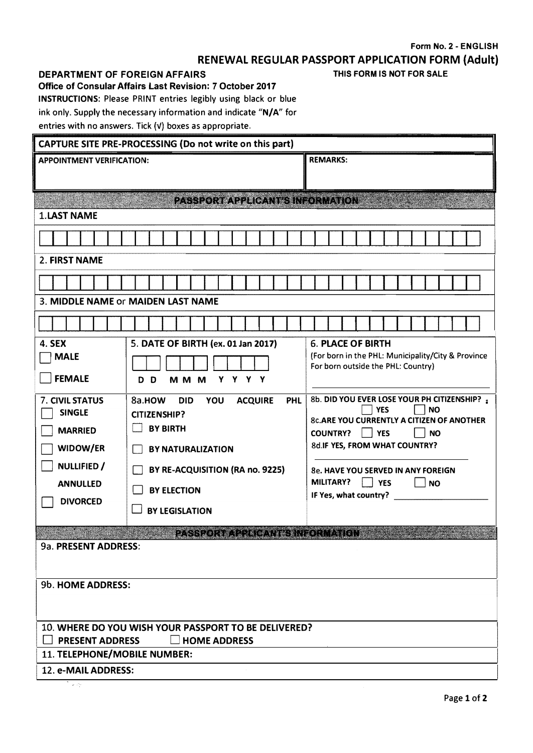Form No. 2 - ENGLISH

# RENEWAL REGULAR PASSPORT APPLICATION FORM (Adult)

**DEPARTMENT OF FOREIGN AFFAIRS**

**THIS FORM IS NOT FOR SALE**

**Office of Consular Affairs Last Revision: 7 October 2017**

**INSTRUCTIONS**: Please PRINT entries legibly using black or blue ink only. Supply the necessary information and indicate "**N/A**" for entries with no answers. Tick (√) boxes as appropriate.

| **CAPTURE SITE PRE-PROCESSING (Do not write on this part)** | |
|---|---|
| **APPOINTMENT VERIFICATION:** | **REMARKS:** |

## PASSPORT APPLICANT'S INFORMATION

**1. LAST NAME**

**2. FIRST NAME**

**3. MIDDLE NAME or MAIDEN LAST NAME**

| **4. SEX** | **5. DATE OF BIRTH (ex. 01 Jan 2017)** | **6. PLACE OF BIRTH** |
|---|---|---|
| ☐ **MALE**<br>☐ **FEMALE** | D D M M M Y Y Y Y | (For born in the PHL: Municipality/City & Province<br>For born outside the PHL: Country) |

| **7. CIVIL STATUS** | **8a. HOW DID YOU ACQUIRE PHL CITIZENSHIP?** | **8b. DID YOU EVER LOSE YOUR PH CITIZENSHIP?** |
|---|---|---|
| ☐ **SINGLE**<br>☐ **MARRIED**<br>☐ **WIDOW/ER**<br>☐ **NULLIFIED / ANNULLED**<br>☐ **DIVORCED** | ☐ **BY BIRTH**<br>☐ **BY NATURALIZATION**<br>☐ **BY RE-ACQUISITION (RA no. 9225)**<br>☐ **BY ELECTION**<br>☐ **BY LEGISLATION** | ☐ **YES** ☐ **NO**<br>**8c. ARE YOU CURRENTLY A CITIZEN OF ANOTHER COUNTRY?** ☐ **YES** ☐ **NO**<br>**8d. IF YES, FROM WHAT COUNTRY?** ________<br>**8e. HAVE YOU SERVED IN ANY FOREIGN MILITARY?** ☐ **YES** ☐ **NO**<br>**IF Yes, what country?** ________ |

## PASSPORT APPLICANT'S INFORMATION

**9a. PRESENT ADDRESS:**

**9b. HOME ADDRESS:**

**10. WHERE DO YOU WISH YOUR PASSPORT TO BE DELIVERED?**

☐ **PRESENT ADDRESS** ☐ **HOME ADDRESS**

**11. TELEPHONE/MOBILE NUMBER:**

**12. e-MAIL ADDRESS:**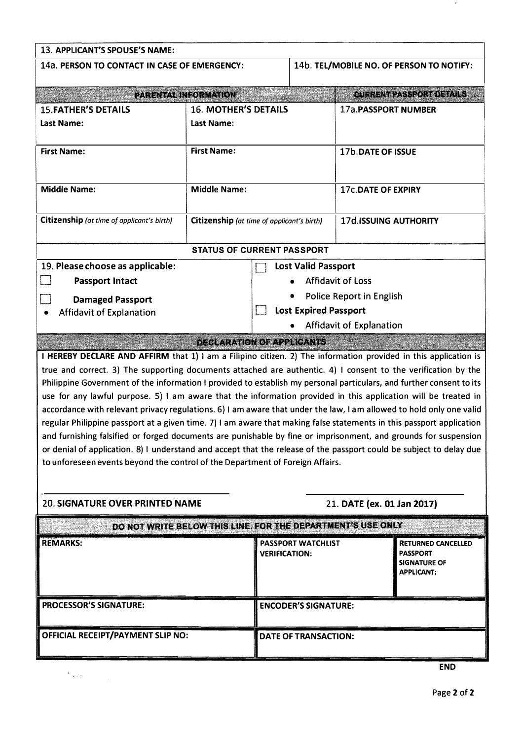| | |
|---|---|
| **13. APPLICANT'S SPOUSE'S NAME:** | |
| **14a. PERSON TO CONTACT IN CASE OF EMERGENCY:** | **14b. TEL/MOBILE NO. OF PERSON TO NOTIFY:** |

| PARENTAL INFORMATION | | CURRENT PASSPORT DETAILS |
|---|---|---|
| **15.FATHER'S DETAILS**<br>**Last Name:** | **16. MOTHER'S DETAILS**<br>**Last Name:** | **17a.PASSPORT NUMBER** |
| **First Name:** | **First Name:** | **17b.DATE OF ISSUE** |
| **Middle Name:** | **Middle Name:** | **17c.DATE OF EXPIRY** |
| **Citizenship** *(at time of applicant's birth)* | **Citizenship** *(at time of applicant's birth)* | **17d.ISSUING AUTHORITY** |

**STATUS OF CURRENT PASSPORT**

| | |
|---|---|
| **19. Please choose as applicable:**<br>☐ **Passport Intact**<br>☐ **Damaged Passport**<br>• Affidavit of Explanation | ☐ **Lost Valid Passport**<br>• Affidavit of Loss<br>• Police Report in English<br>☐ **Lost Expired Passport**<br>• Affidavit of Explanation |

**DECLARATION OF APPLICANTS**

**I HEREBY DECLARE AND AFFIRM** that 1) I am a Filipino citizen. 2) The information provided in this application is true and correct. 3) The supporting documents attached are authentic. 4) I consent to the verification by the Philippine Government of the information I provided to establish my personal particulars, and further consent to its use for any lawful purpose. 5) I am aware that the information provided in this application will be treated in accordance with relevant privacy regulations. 6) I am aware that under the law, I am allowed to hold only one valid regular Philippine passport at a given time. 7) I am aware that making false statements in this passport application and furnishing falsified or forged documents are punishable by fine or imprisonment, and grounds for suspension or denial of application. 8) I understand and accept that the release of the passport could be subject to delay due to unforeseen events beyond the control of the Department of Foreign Affairs.

| | |
|---|---|
| **20. SIGNATURE OVER PRINTED NAME** | **21. DATE (ex. 01 Jan 2017)** |

**DO NOT WRITE BELOW THIS LINE. FOR THE DEPARTMENT'S USE ONLY**

| | | |
|---|---|---|
| **REMARKS:** | **PASSPORT WATCHLIST VERIFICATION:** | **RETURNED CANCELLED PASSPORT SIGNATURE OF APPLICANT:** |
| **PROCESSOR'S SIGNATURE:** | **ENCODER'S SIGNATURE:** | |
| **OFFICIAL RECEIPT/PAYMENT SLIP NO:** | **DATE OF TRANSACTION:** | |

**END**